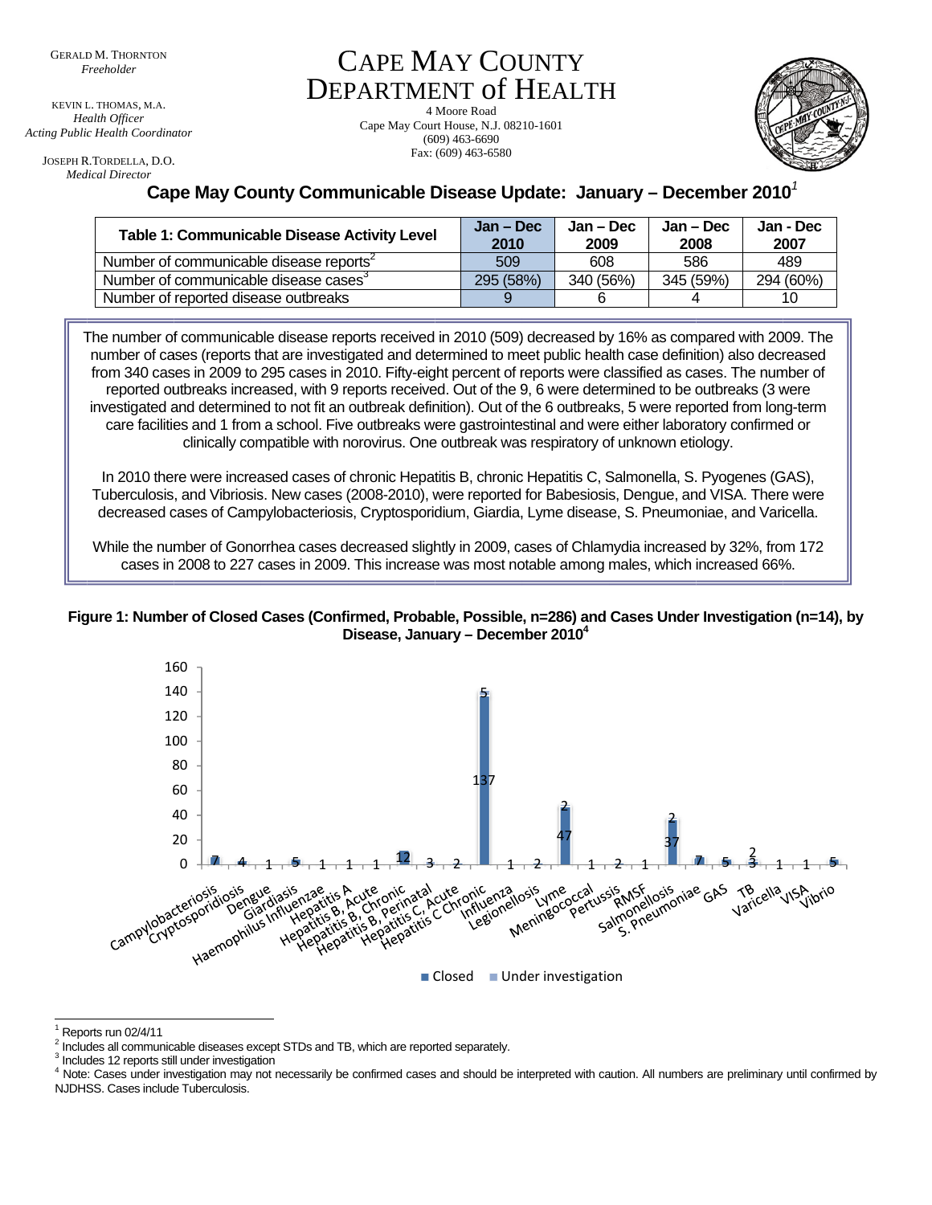GERALD M. THORNTON
*Freeholder*

KEVIN L. THOMAS, M.A.
*Health Officer*
*Acting Public Health Coordinator*

JOSEPH R.TORDELLA, D.O.
*Medical Director*

# CAPE MAY COUNTY DEPARTMENT of HEALTH

4 Moore Road
Cape May Court House, N.J. 08210-1601
(609) 463-6690
Fax: (609) 463-6580

## Cape May County Communicable Disease Update: January – December 2010[1]

| Table 1: Communicable Disease Activity Level | Jan – Dec 2010 | Jan – Dec 2009 | Jan – Dec 2008 | Jan - Dec 2007 |
|---|---|---|---|---|
| Number of communicable disease reports[2] | 509 | 608 | 586 | 489 |
| Number of communicable disease cases[3] | 295 (58%) | 340 (56%) | 345 (59%) | 294 (60%) |
| Number of reported disease outbreaks | 9 | 6 | 4 | 10 |

The number of communicable disease reports received in 2010 (509) decreased by 16% as compared with 2009. The number of cases (reports that are investigated and determined to meet public health case definition) also decreased from 340 cases in 2009 to 295 cases in 2010. Fifty-eight percent of reports were classified as cases. The number of reported outbreaks increased, with 9 reports received. Out of the 9, 6 were determined to be outbreaks (3 were investigated and determined to not fit an outbreak definition). Out of the 6 outbreaks, 5 were reported from long-term care facilities and 1 from a school. Five outbreaks were gastrointestinal and were either laboratory confirmed or clinically compatible with norovirus. One outbreak was respiratory of unknown etiology.

In 2010 there were increased cases of chronic Hepatitis B, chronic Hepatitis C, Salmonella, S. Pyogenes (GAS), Tuberculosis, and Vibriosis. New cases (2008-2010), were reported for Babesiosis, Dengue, and VISA. There were decreased cases of Campylobacteriosis, Cryptosporidium, Giardia, Lyme disease, S. Pneumoniae, and Varicella.

While the number of Gonorrhea cases decreased slightly in 2009, cases of Chlamydia increased by 32%, from 172 cases in 2008 to 227 cases in 2009. This increase was most notable among males, which increased 66%.

**Figure 1: Number of Closed Cases (Confirmed, Probable, Possible, n=286) and Cases Under Investigation (n=14), by Disease, January – December 2010[4]**

| Disease | Closed | Under investigation |
|---|---|---|
| Campylobacteriosis | 7 | |
| Cryptosporidiosis | 4 | |
| Dengue | 1 | |
| Giardiasis | 5 | |
| Haemophilus Influenzae | 1 | |
| Hepatitis A | 1 | |
| Hepatitis B, Acute | 1 | |
| Hepatitis B, Chronic | 12 | |
| Hepatitis B, Perinatal | 3 | |
| Hepatitis C, Acute | 2 | |
| Hepatitis C Chronic | 137 | 5 |
| Influenza | 1 | |
| Legionellosis | 2 | |
| Lyme | 47 | 2 |
| Meningococcal | 1 | |
| Pertussis | 2 | |
| RMSF | 1 | |
| Salmonellosis | 37 | 2 |
| S. Pneumoniae | 7 | |
| GAS | 5 | |
| TB | 3 | 2 |
| Varicella | 1 | |
| VISA | 1 | |
| Vibrio | 5 | |

[1] Reports run 02/4/11
[2] Includes all communicable diseases except STDs and TB, which are reported separately.
[3] Includes 12 reports still under investigation
[4] Note: Cases under investigation may not necessarily be confirmed cases and should be interpreted with caution. All numbers are preliminary until confirmed by NJDHSS. Cases include Tuberculosis.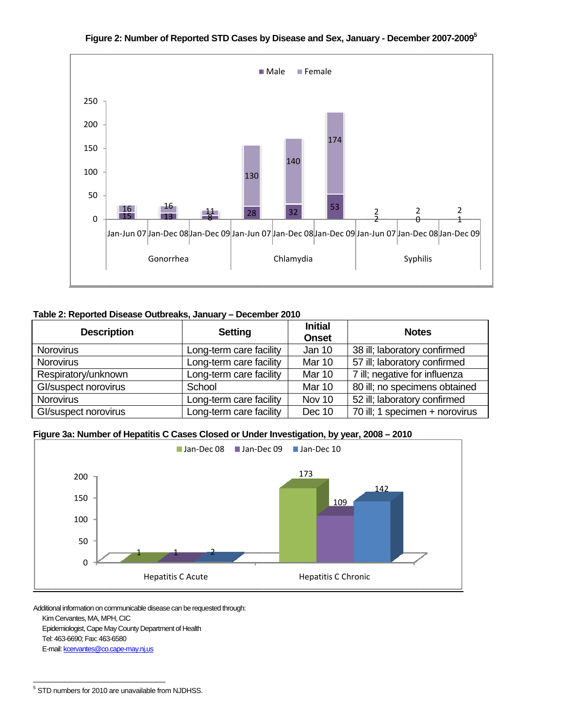**Figure 2: Number of Reported STD Cases by Disease and Sex, January - December 2007-2009**[5]

| Disease | Period | Male | Female |
|---|---|---|---|
| Gonorrhea | Jan-Jun 07 | 15 | 16 |
| Gonorrhea | Jan-Dec 08 | 13 | 16 |
| Gonorrhea | Jan-Dec 09 | 8 | 11 |
| Chlamydia | Jan-Jun 07 | 28 | 130 |
| Chlamydia | Jan-Dec 08 | 32 | 140 |
| Chlamydia | Jan-Dec 09 | 53 | 174 |
| Syphilis | Jan-Jun 07 | 2 | 2 |
| Syphilis | Jan-Dec 08 | 0 | 2 |
| Syphilis | Jan-Dec 09 | 1 | 2 |

**Table 2: Reported Disease Outbreaks, January – December 2010**

| Description | Setting | Initial Onset | Notes |
|---|---|---|---|
| Norovirus | Long-term care facility | Jan 10 | 38 ill; laboratory confirmed |
| Norovirus | Long-term care facility | Mar 10 | 57 ill; laboratory confirmed |
| Respiratory/unknown | Long-term care facility | Mar 10 | 7 ill; negative for influenza |
| GI/suspect norovirus | School | Mar 10 | 80 ill; no specimens obtained |
| Norovirus | Long-term care facility | Nov 10 | 52 ill; laboratory confirmed |
| GI/suspect norovirus | Long-term care facility | Dec 10 | 70 ill; 1 specimen + norovirus |

**Figure 3a: Number of Hepatitis C Cases Closed or Under Investigation, by year, 2008 – 2010**

| | Jan-Dec 08 | Jan-Dec 09 | Jan-Dec 10 |
|---|---|---|---|
| Hepatitis C Acute | 1 | 1 | 2 |
| Hepatitis C Chronic | 173 | 109 | 142 |

Additional information on communicable disease can be requested through:

Kim Cervantes, MA, MPH, CIC
Epidemiologist, Cape May County Department of Health
Tel: 463-6690; Fax: 463-6580
E-mail: kcervantes@co.cape-may.nj.us

[5] STD numbers for 2010 are unavailable from NJDHSS.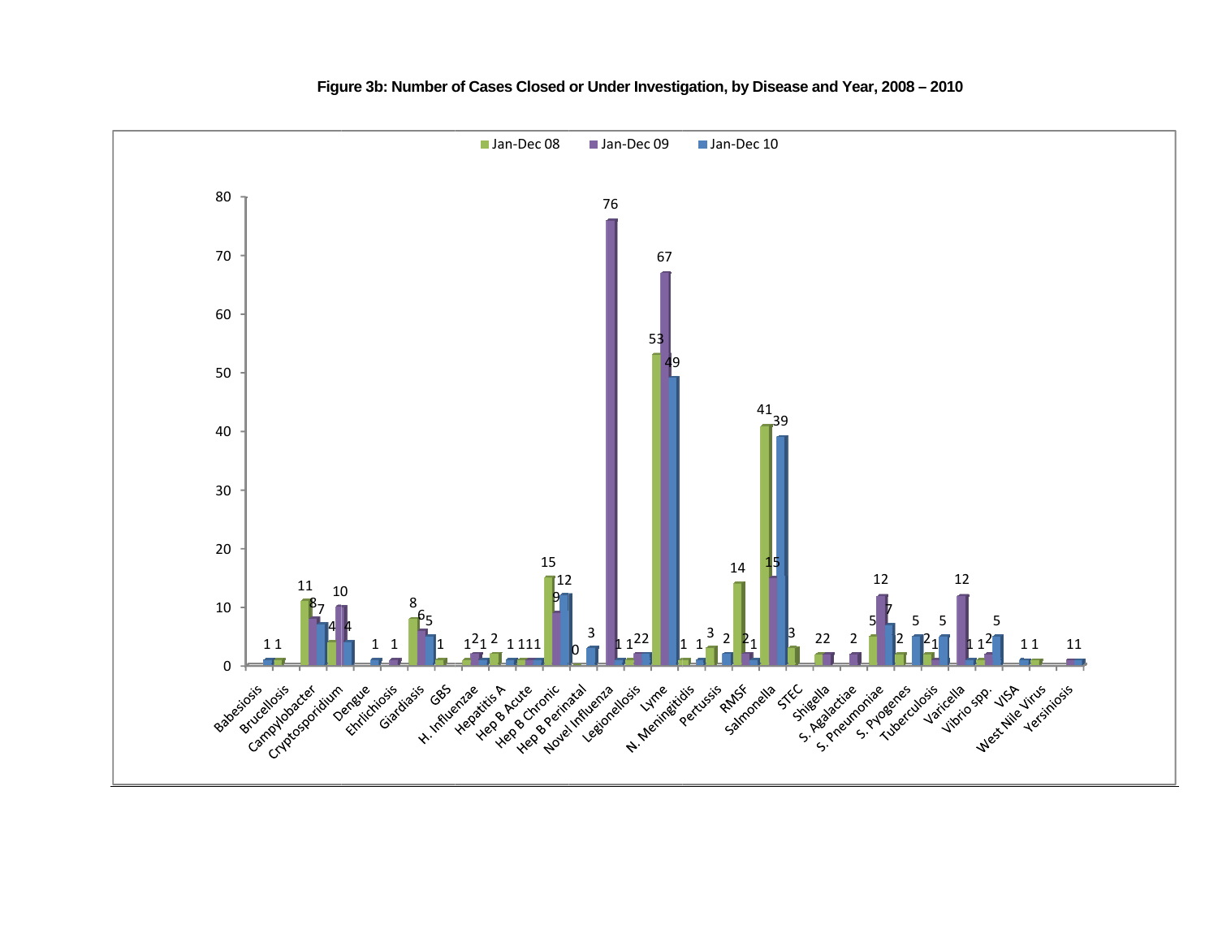**Figure 3b: Number of Cases Closed or Under Investigation, by Disease and Year, 2008 – 2010**

Jan-Dec 08
Jan-Dec 09
Jan-Dec 10

80
70
60
50
40
30
20
10
0

1 1
11 8 7
4 10 4
1
1
8 6 5
1
1 2 1 2
1 1 1 1
15 9 12
0 3
76
1 1
1 2 2
53 67 49
1 1
3
2
14 2 1
41 15 39
3
2 2
2
5 12 7
2
5
2 1 5
12
1 1 2 5
1 1
1 1

Babesiosis
Brucellosis
Campylobacter
Cryptosporidium
Dengue
Ehrlichiosis
Giardiasis
GBS
H. Influenzae
Hepatitis A
Hep B Acute
Hep B Chronic
Hep B Perinatal
Novel Influenza
Legionellosis
Lyme
N. Meningitidis
Pertussis
RMSF
Salmonella
STEC
Shigella
S. Agalactiae
S. Pneumoniae
S. Pyogenes
Tuberculosis
Varicella
Vibrio spp.
VISA
West Nile Virus
Yersiniosis